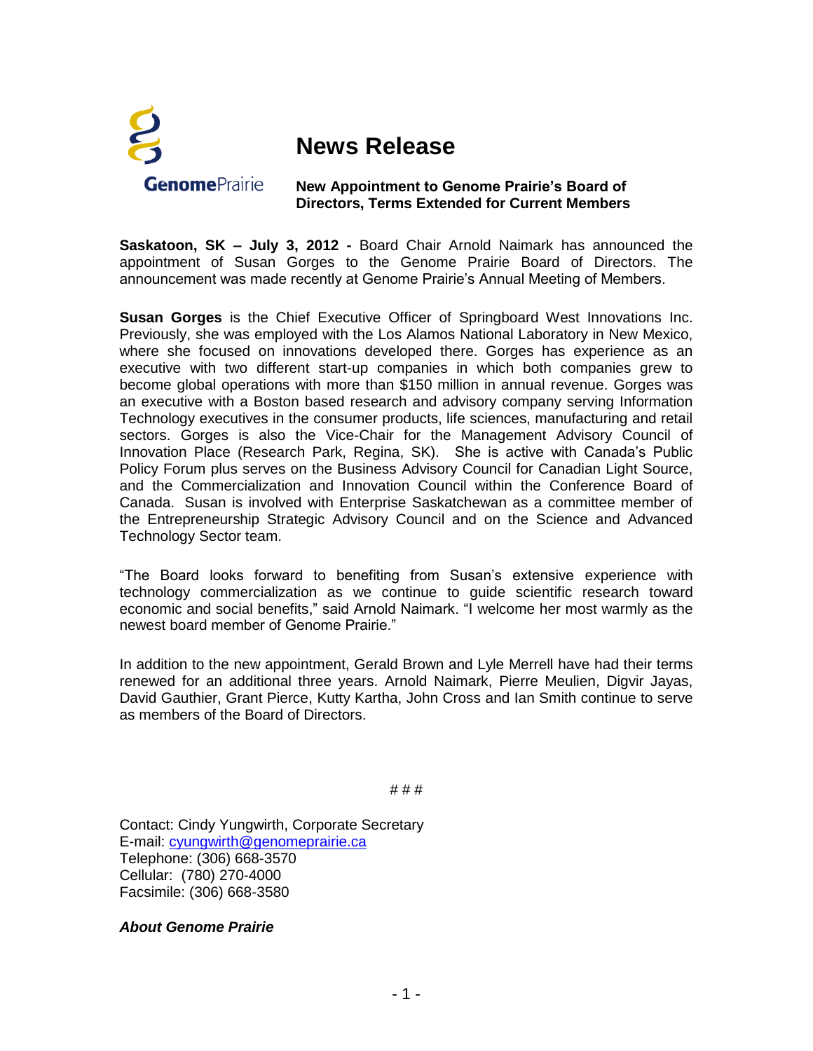GenomePrairie

# News Release

**New Appointment to Genome Prairie's Board of Directors, Terms Extended for Current Members**

**Saskatoon, SK – July 3, 2012 -** Board Chair Arnold Naimark has announced the appointment of Susan Gorges to the Genome Prairie Board of Directors. The announcement was made recently at Genome Prairie's Annual Meeting of Members.

**Susan Gorges** is the Chief Executive Officer of Springboard West Innovations Inc. Previously, she was employed with the Los Alamos National Laboratory in New Mexico, where she focused on innovations developed there. Gorges has experience as an executive with two different start-up companies in which both companies grew to become global operations with more than $150 million in annual revenue. Gorges was an executive with a Boston based research and advisory company serving Information Technology executives in the consumer products, life sciences, manufacturing and retail sectors. Gorges is also the Vice-Chair for the Management Advisory Council of Innovation Place (Research Park, Regina, SK). She is active with Canada's Public Policy Forum plus serves on the Business Advisory Council for Canadian Light Source, and the Commercialization and Innovation Council within the Conference Board of Canada. Susan is involved with Enterprise Saskatchewan as a committee member of the Entrepreneurship Strategic Advisory Council and on the Science and Advanced Technology Sector team.

"The Board looks forward to benefiting from Susan's extensive experience with technology commercialization as we continue to guide scientific research toward economic and social benefits," said Arnold Naimark. "I welcome her most warmly as the newest board member of Genome Prairie."

In addition to the new appointment, Gerald Brown and Lyle Merrell have had their terms renewed for an additional three years. Arnold Naimark, Pierre Meulien, Digvir Jayas, David Gauthier, Grant Pierce, Kutty Kartha, John Cross and Ian Smith continue to serve as members of the Board of Directors.

# # #

Contact: Cindy Yungwirth, Corporate Secretary
E-mail: cyungwirth@genomeprairie.ca
Telephone: (306) 668-3570
Cellular: (780) 270-4000
Facsimile: (306) 668-3580

***About Genome Prairie***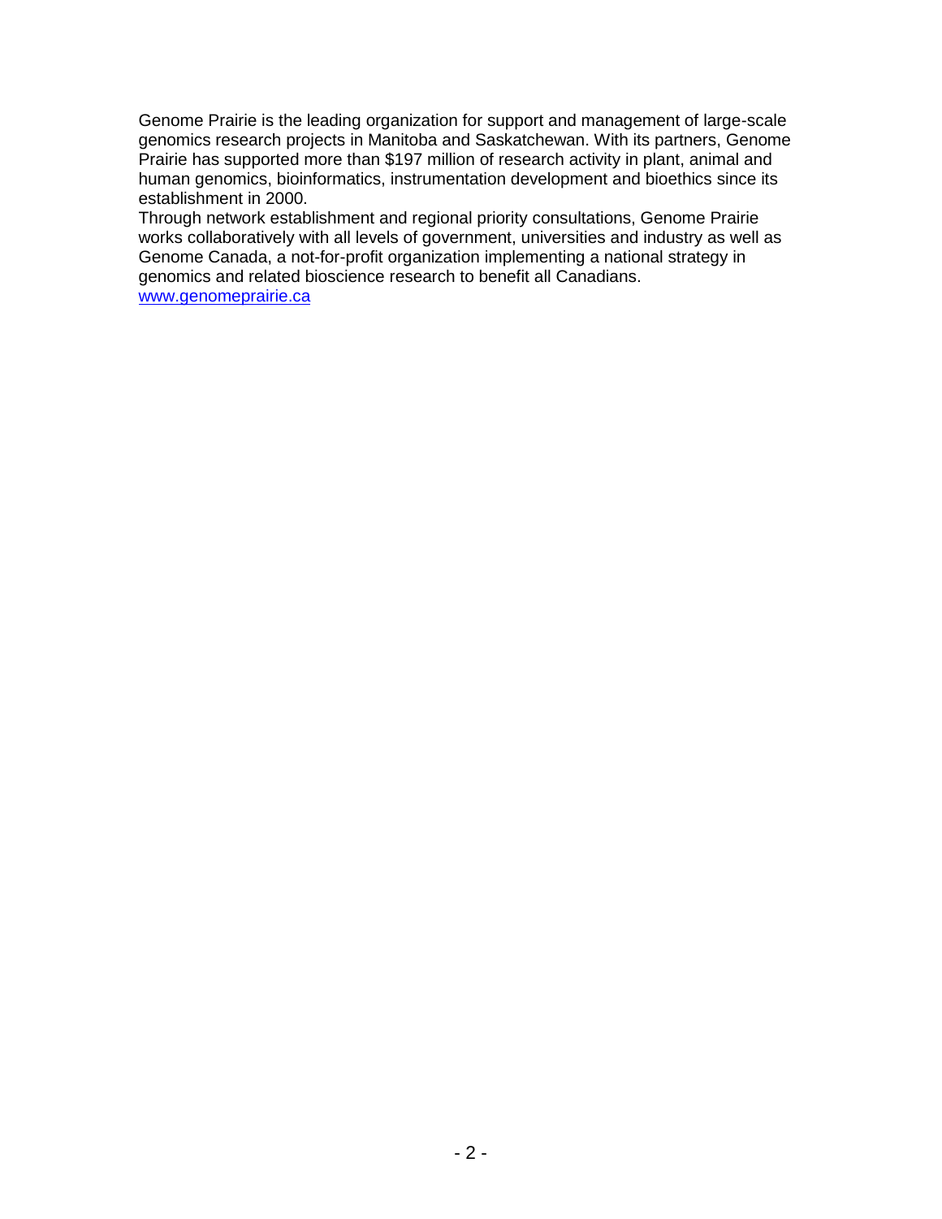Genome Prairie is the leading organization for support and management of large-scale genomics research projects in Manitoba and Saskatchewan. With its partners, Genome Prairie has supported more than $197 million of research activity in plant, animal and human genomics, bioinformatics, instrumentation development and bioethics since its establishment in 2000.

Through network establishment and regional priority consultations, Genome Prairie works collaboratively with all levels of government, universities and industry as well as Genome Canada, a not-for-profit organization implementing a national strategy in genomics and related bioscience research to benefit all Canadians.

[www.genomeprairie.ca](http://www.genomeprairie.ca)